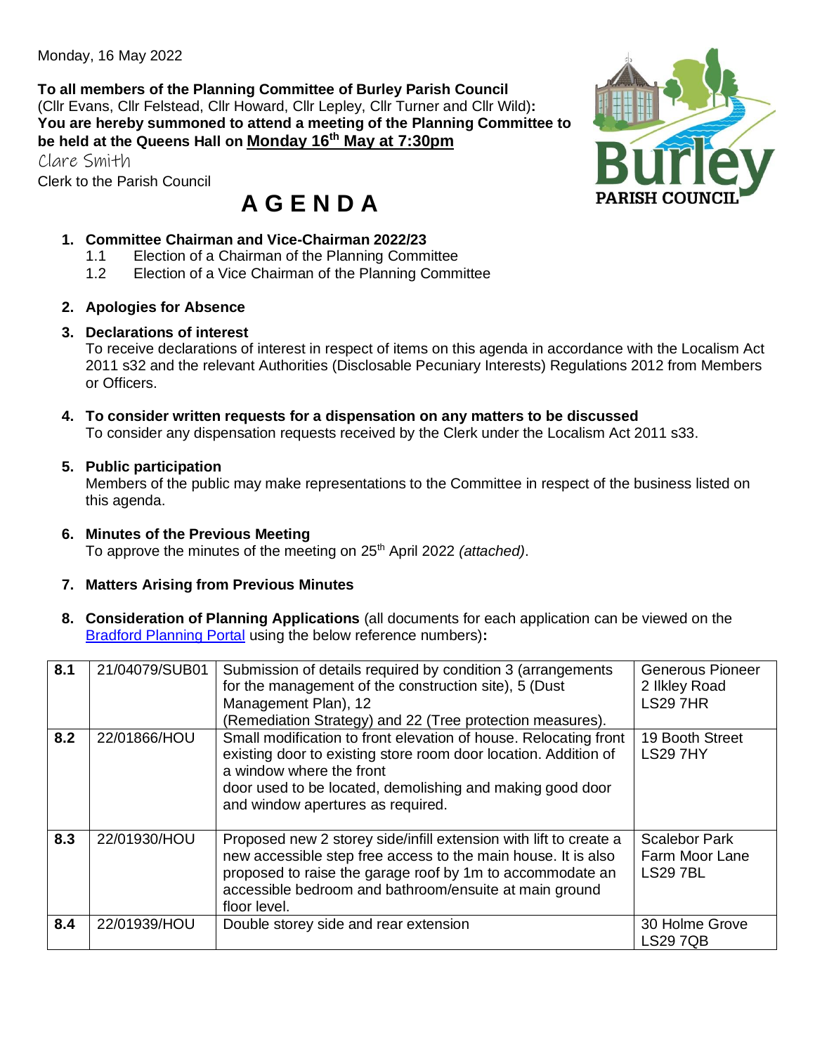Monday, 16 May 2022

**To all members of the Planning Committee of Burley Parish Council**
(Cllr Evans, Cllr Felstead, Cllr Howard, Cllr Lepley, Cllr Turner and Cllr Wild)**:**
**You are hereby summoned to attend a meeting of the Planning Committee to be held at the Queens Hall on Monday 16th May at 7:30pm**

Clare Smith
Clerk to the Parish Council

# A G E N D A

1. **Committee Chairman and Vice-Chairman 2022/23**
   1.1 Election of a Chairman of the Planning Committee
   1.2 Election of a Vice Chairman of the Planning Committee

2. **Apologies for Absence**

3. **Declarations of interest**
   To receive declarations of interest in respect of items on this agenda in accordance with the Localism Act 2011 s32 and the relevant Authorities (Disclosable Pecuniary Interests) Regulations 2012 from Members or Officers.

4. **To consider written requests for a dispensation on any matters to be discussed**
   To consider any dispensation requests received by the Clerk under the Localism Act 2011 s33.

5. **Public participation**
   Members of the public may make representations to the Committee in respect of the business listed on this agenda.

6. **Minutes of the Previous Meeting**
   To approve the minutes of the meeting on 25th April 2022 *(attached)*.

7. **Matters Arising from Previous Minutes**

8. **Consideration of Planning Applications** (all documents for each application can be viewed on the Bradford Planning Portal using the below reference numbers)**:**

| | | | |
|---|---|---|---|
| **8.1** | 21/04079/SUB01 | Submission of details required by condition 3 (arrangements for the management of the construction site), 5 (Dust Management Plan), 12 (Remediation Strategy) and 22 (Tree protection measures). | Generous Pioneer 2 Ilkley Road LS29 7HR |
| **8.2** | 22/01866/HOU | Small modification to front elevation of house. Relocating front existing door to existing store room door location. Addition of a window where the front door used to be located, demolishing and making good door and window apertures as required. | 19 Booth Street LS29 7HY |
| **8.3** | 22/01930/HOU | Proposed new 2 storey side/infill extension with lift to create a new accessible step free access to the main house. It is also proposed to raise the garage roof by 1m to accommodate an accessible bedroom and bathroom/ensuite at main ground floor level. | Scalebor Park Farm Moor Lane LS29 7BL |
| **8.4** | 22/01939/HOU | Double storey side and rear extension | 30 Holme Grove LS29 7QB |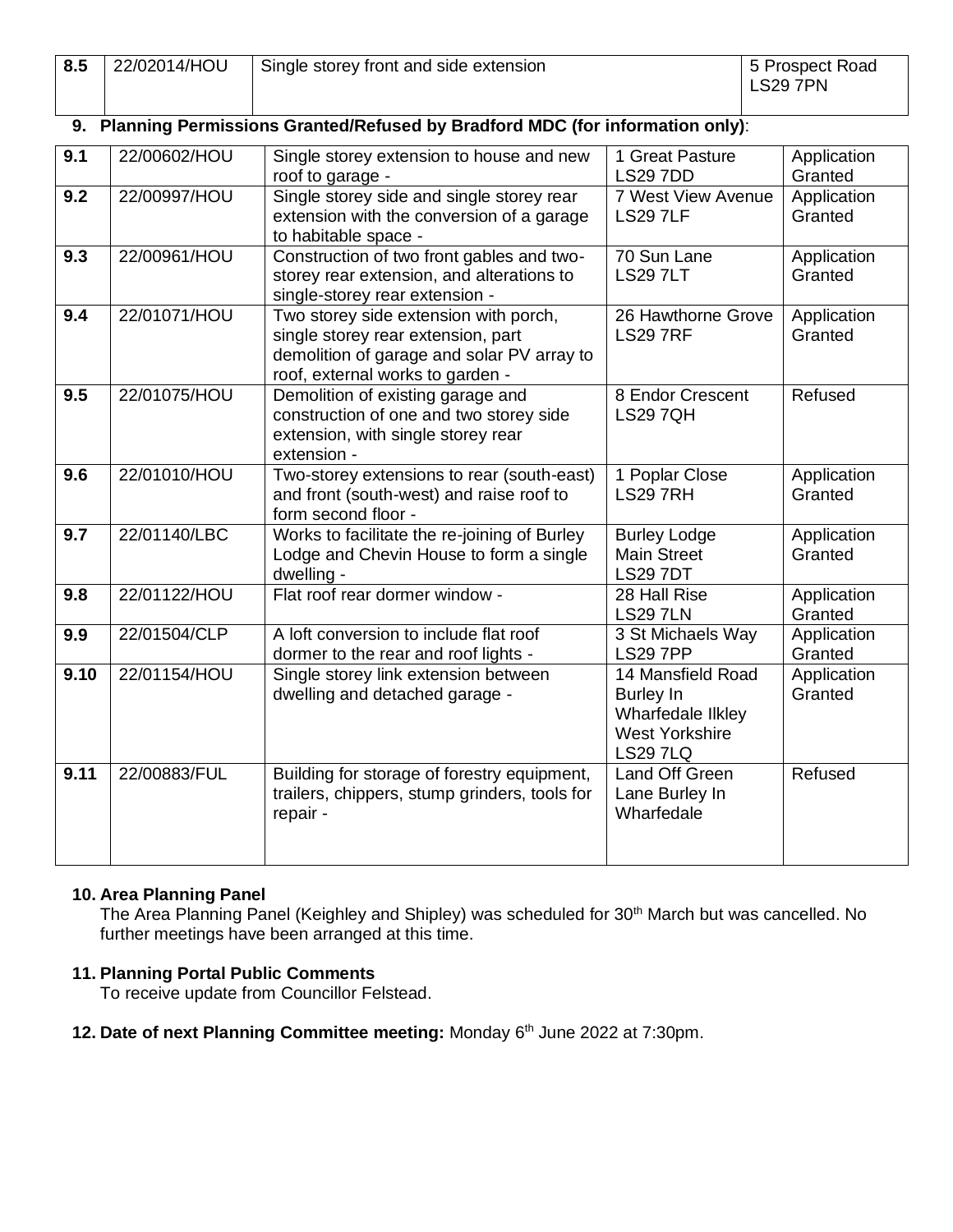| | | | |
|---|---|---|---|
| **8.5** | 22/02014/HOU | Single storey front and side extension | 5 Prospect Road LS29 7PN |

**9. Planning Permissions Granted/Refused by Bradford MDC (for information only)**:

| | | | | |
|---|---|---|---|---|
| **9.1** | 22/00602/HOU | Single storey extension to house and new roof to garage - | 1 Great Pasture LS29 7DD | Application Granted |
| **9.2** | 22/00997/HOU | Single storey side and single storey rear extension with the conversion of a garage to habitable space - | 7 West View Avenue LS29 7LF | Application Granted |
| **9.3** | 22/00961/HOU | Construction of two front gables and two-storey rear extension, and alterations to single-storey rear extension - | 70 Sun Lane LS29 7LT | Application Granted |
| **9.4** | 22/01071/HOU | Two storey side extension with porch, single storey rear extension, part demolition of garage and solar PV array to roof, external works to garden - | 26 Hawthorne Grove LS29 7RF | Application Granted |
| **9.5** | 22/01075/HOU | Demolition of existing garage and construction of one and two storey side extension, with single storey rear extension - | 8 Endor Crescent LS29 7QH | Refused |
| **9.6** | 22/01010/HOU | Two-storey extensions to rear (south-east) and front (south-west) and raise roof to form second floor - | 1 Poplar Close LS29 7RH | Application Granted |
| **9.7** | 22/01140/LBC | Works to facilitate the re-joining of Burley Lodge and Chevin House to form a single dwelling - | Burley Lodge Main Street LS29 7DT | Application Granted |
| **9.8** | 22/01122/HOU | Flat roof rear dormer window - | 28 Hall Rise LS29 7LN | Application Granted |
| **9.9** | 22/01504/CLP | A loft conversion to include flat roof dormer to the rear and roof lights - | 3 St Michaels Way LS29 7PP | Application Granted |
| **9.10** | 22/01154/HOU | Single storey link extension between dwelling and detached garage - | 14 Mansfield Road Burley In Wharfedale Ilkley West Yorkshire LS29 7LQ | Application Granted |
| **9.11** | 22/00883/FUL | Building for storage of forestry equipment, trailers, chippers, stump grinders, tools for repair - | Land Off Green Lane Burley In Wharfedale | Refused |

**10. Area Planning Panel**

The Area Planning Panel (Keighley and Shipley) was scheduled for 30th March but was cancelled. No further meetings have been arranged at this time.

**11. Planning Portal Public Comments**

To receive update from Councillor Felstead.

**12. Date of next Planning Committee meeting:** Monday 6th June 2022 at 7:30pm.